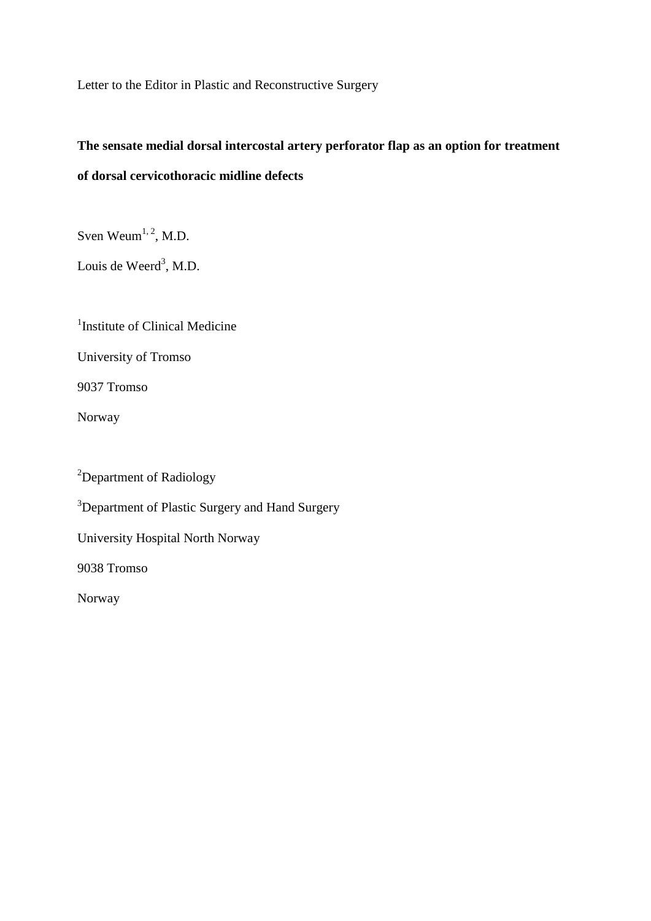Letter to the Editor in Plastic and Reconstructive Surgery

# The sensate medial dorsal intercostal artery perforator flap as an option for treatment of dorsal cervicothoracic midline defects

Sven Weum[1, 2], M.D.

Louis de Weerd[3], M.D.

[1]Institute of Clinical Medicine

University of Tromso

9037 Tromso

Norway

[2]Department of Radiology

[3]Department of Plastic Surgery and Hand Surgery

University Hospital North Norway

9038 Tromso

Norway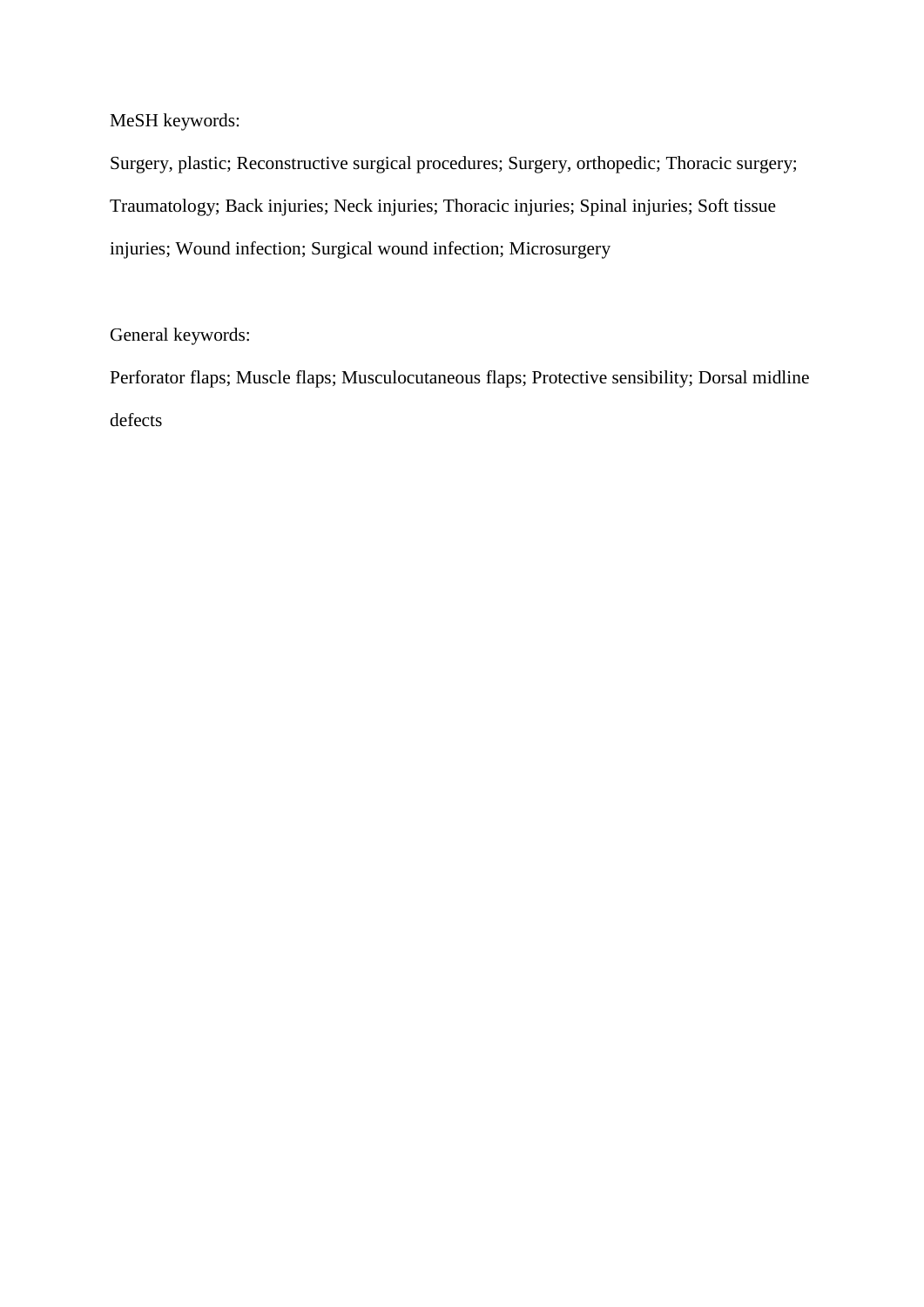MeSH keywords:

Surgery, plastic; Reconstructive surgical procedures; Surgery, orthopedic; Thoracic surgery; Traumatology; Back injuries; Neck injuries; Thoracic injuries; Spinal injuries; Soft tissue injuries; Wound infection; Surgical wound infection; Microsurgery

General keywords:

Perforator flaps; Muscle flaps; Musculocutaneous flaps; Protective sensibility; Dorsal midline defects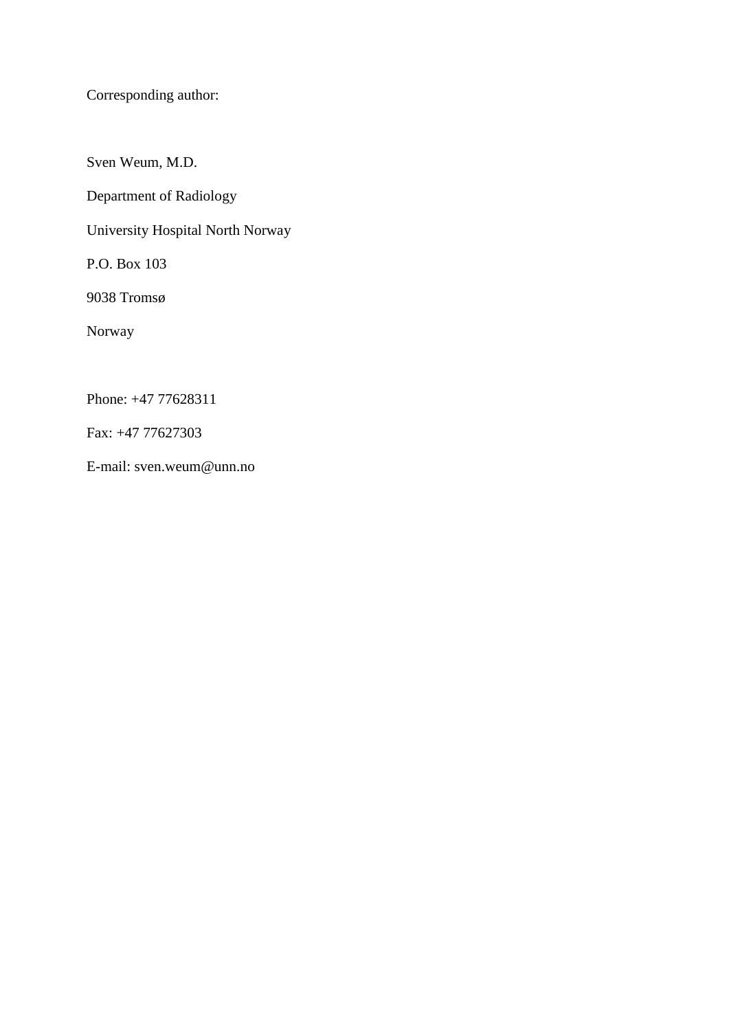Corresponding author:

Sven Weum, M.D.

Department of Radiology

University Hospital North Norway

P.O. Box 103

9038 Tromsø

Norway

Phone: +47 77628311

Fax: +47 77627303

E-mail: sven.weum@unn.no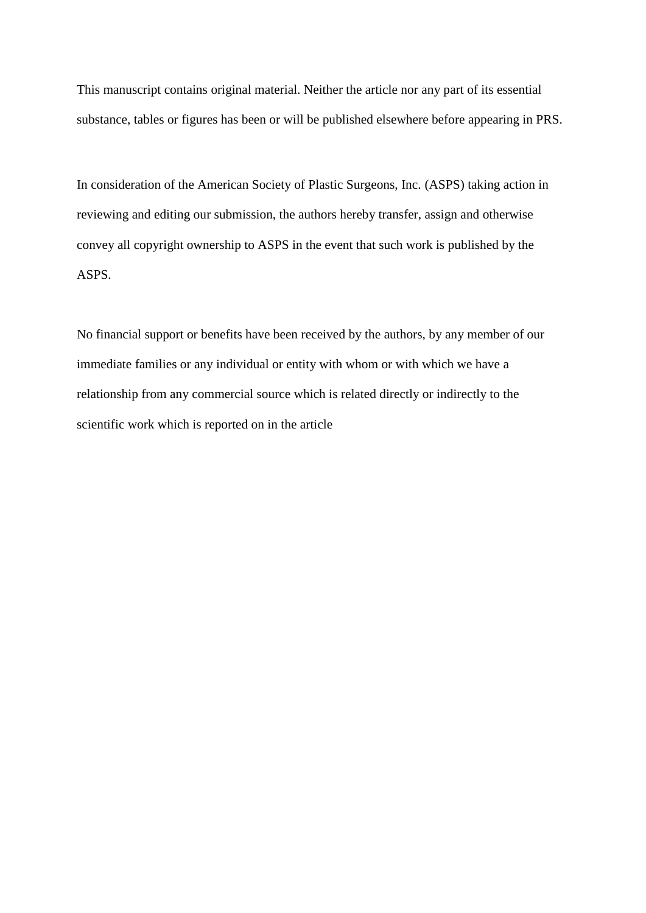This manuscript contains original material. Neither the article nor any part of its essential substance, tables or figures has been or will be published elsewhere before appearing in PRS.

In consideration of the American Society of Plastic Surgeons, Inc. (ASPS) taking action in reviewing and editing our submission, the authors hereby transfer, assign and otherwise convey all copyright ownership to ASPS in the event that such work is published by the ASPS.

No financial support or benefits have been received by the authors, by any member of our immediate families or any individual or entity with whom or with which we have a relationship from any commercial source which is related directly or indirectly to the scientific work which is reported on in the article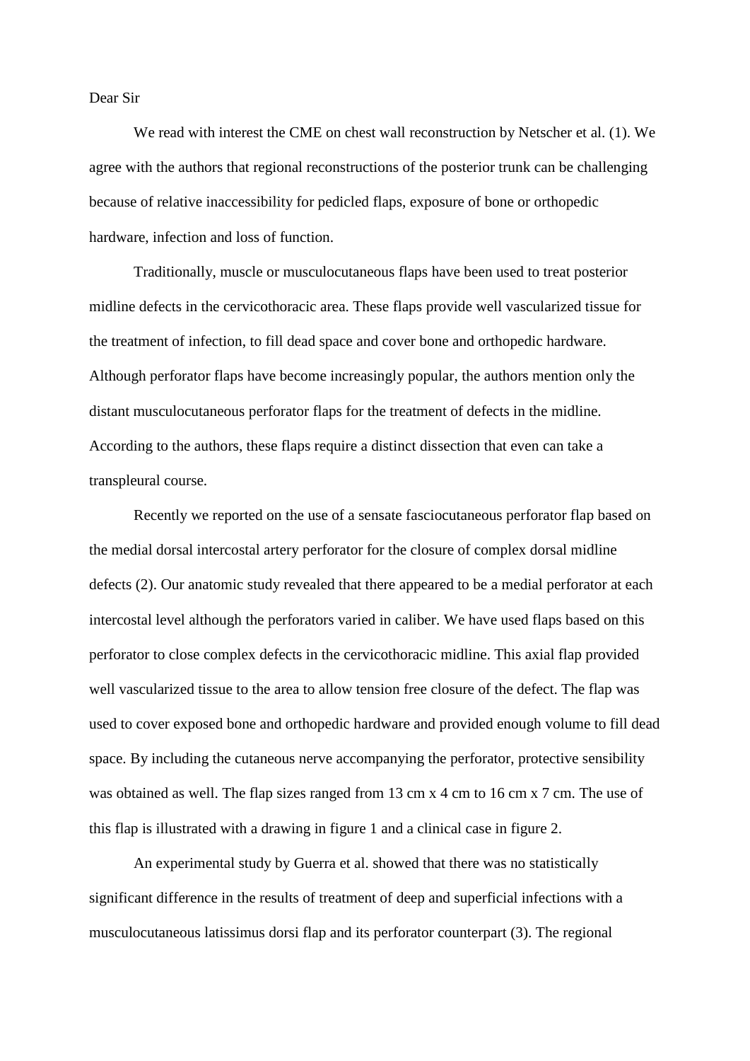Dear Sir

We read with interest the CME on chest wall reconstruction by Netscher et al. (1). We agree with the authors that regional reconstructions of the posterior trunk can be challenging because of relative inaccessibility for pedicled flaps, exposure of bone or orthopedic hardware, infection and loss of function.

Traditionally, muscle or musculocutaneous flaps have been used to treat posterior midline defects in the cervicothoracic area. These flaps provide well vascularized tissue for the treatment of infection, to fill dead space and cover bone and orthopedic hardware. Although perforator flaps have become increasingly popular, the authors mention only the distant musculocutaneous perforator flaps for the treatment of defects in the midline. According to the authors, these flaps require a distinct dissection that even can take a transpleural course.

Recently we reported on the use of a sensate fasciocutaneous perforator flap based on the medial dorsal intercostal artery perforator for the closure of complex dorsal midline defects (2). Our anatomic study revealed that there appeared to be a medial perforator at each intercostal level although the perforators varied in caliber. We have used flaps based on this perforator to close complex defects in the cervicothoracic midline. This axial flap provided well vascularized tissue to the area to allow tension free closure of the defect. The flap was used to cover exposed bone and orthopedic hardware and provided enough volume to fill dead space. By including the cutaneous nerve accompanying the perforator, protective sensibility was obtained as well. The flap sizes ranged from 13 cm x 4 cm to 16 cm x 7 cm. The use of this flap is illustrated with a drawing in figure 1 and a clinical case in figure 2.

An experimental study by Guerra et al. showed that there was no statistically significant difference in the results of treatment of deep and superficial infections with a musculocutaneous latissimus dorsi flap and its perforator counterpart (3). The regional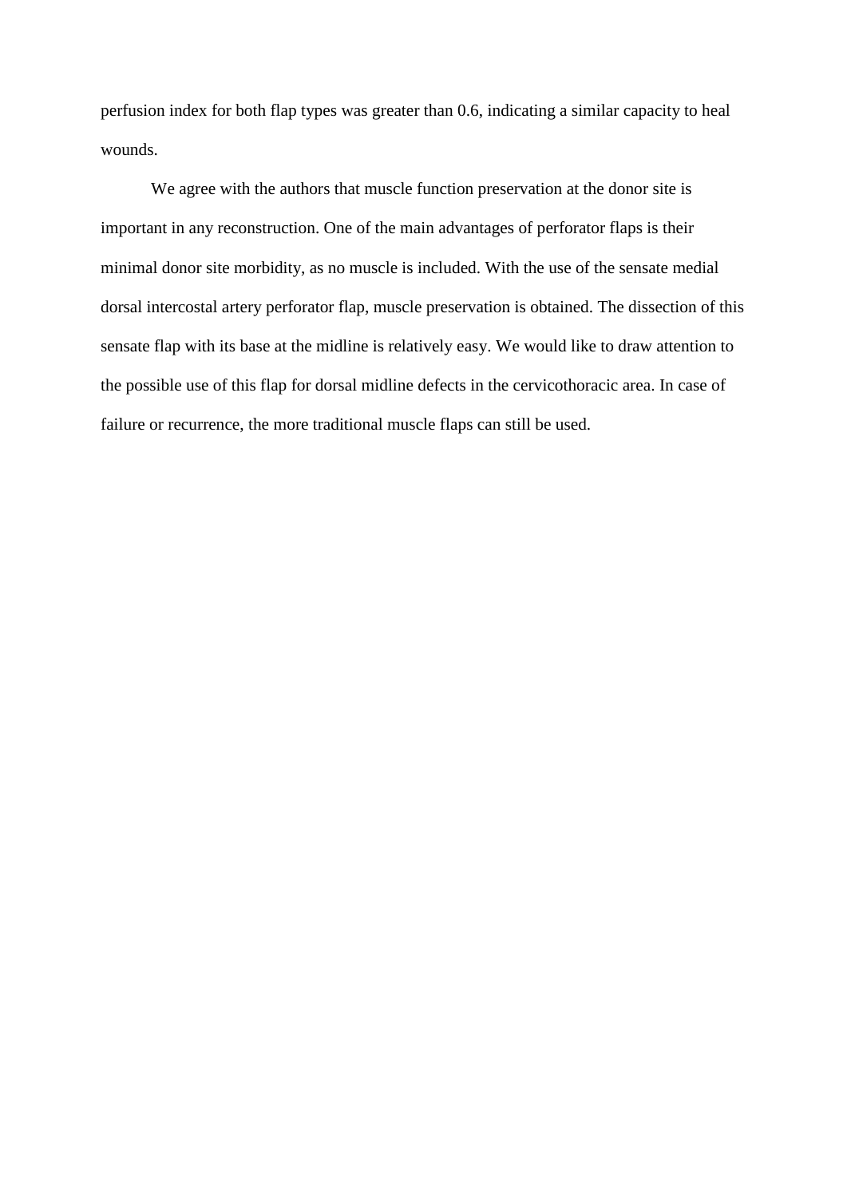perfusion index for both flap types was greater than 0.6, indicating a similar capacity to heal wounds.

We agree with the authors that muscle function preservation at the donor site is important in any reconstruction. One of the main advantages of perforator flaps is their minimal donor site morbidity, as no muscle is included. With the use of the sensate medial dorsal intercostal artery perforator flap, muscle preservation is obtained. The dissection of this sensate flap with its base at the midline is relatively easy. We would like to draw attention to the possible use of this flap for dorsal midline defects in the cervicothoracic area. In case of failure or recurrence, the more traditional muscle flaps can still be used.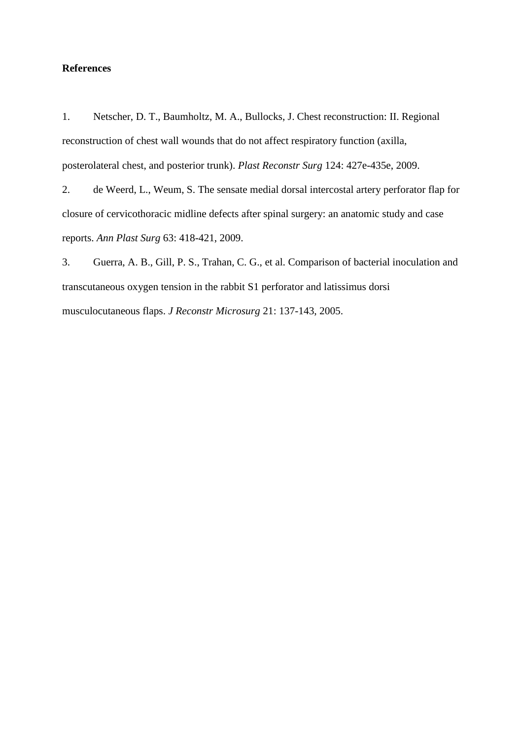**References**

1. Netscher, D. T., Baumholtz, M. A., Bullocks, J. Chest reconstruction: II. Regional reconstruction of chest wall wounds that do not affect respiratory function (axilla, posterolateral chest, and posterior trunk). *Plast Reconstr Surg* 124: 427e-435e, 2009.
2. de Weerd, L., Weum, S. The sensate medial dorsal intercostal artery perforator flap for closure of cervicothoracic midline defects after spinal surgery: an anatomic study and case reports. *Ann Plast Surg* 63: 418-421, 2009.
3. Guerra, A. B., Gill, P. S., Trahan, C. G., et al. Comparison of bacterial inoculation and transcutaneous oxygen tension in the rabbit S1 perforator and latissimus dorsi musculocutaneous flaps. *J Reconstr Microsurg* 21: 137-143, 2005.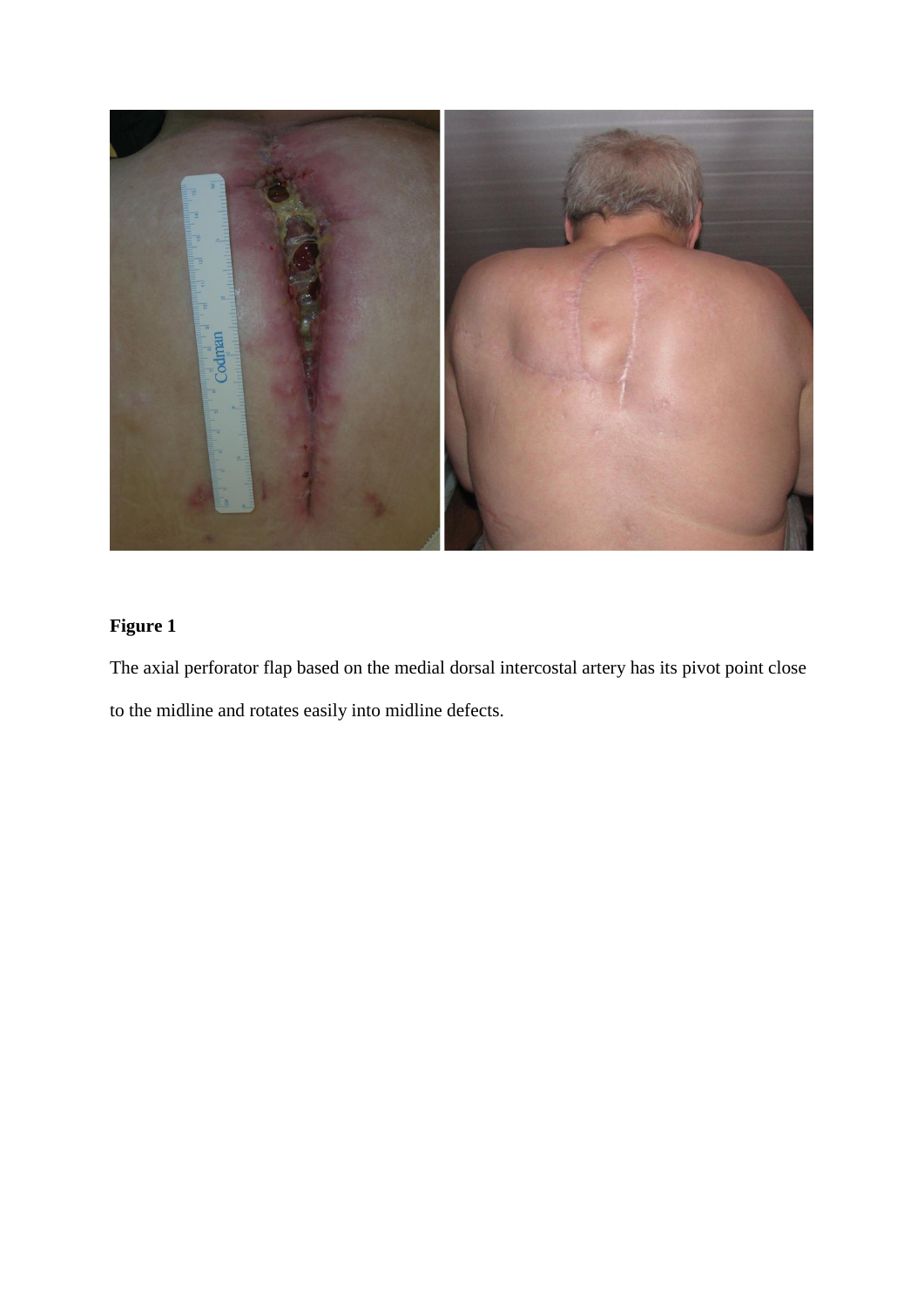**Figure 1**

The axial perforator flap based on the medial dorsal intercostal artery has its pivot point close to the midline and rotates easily into midline defects.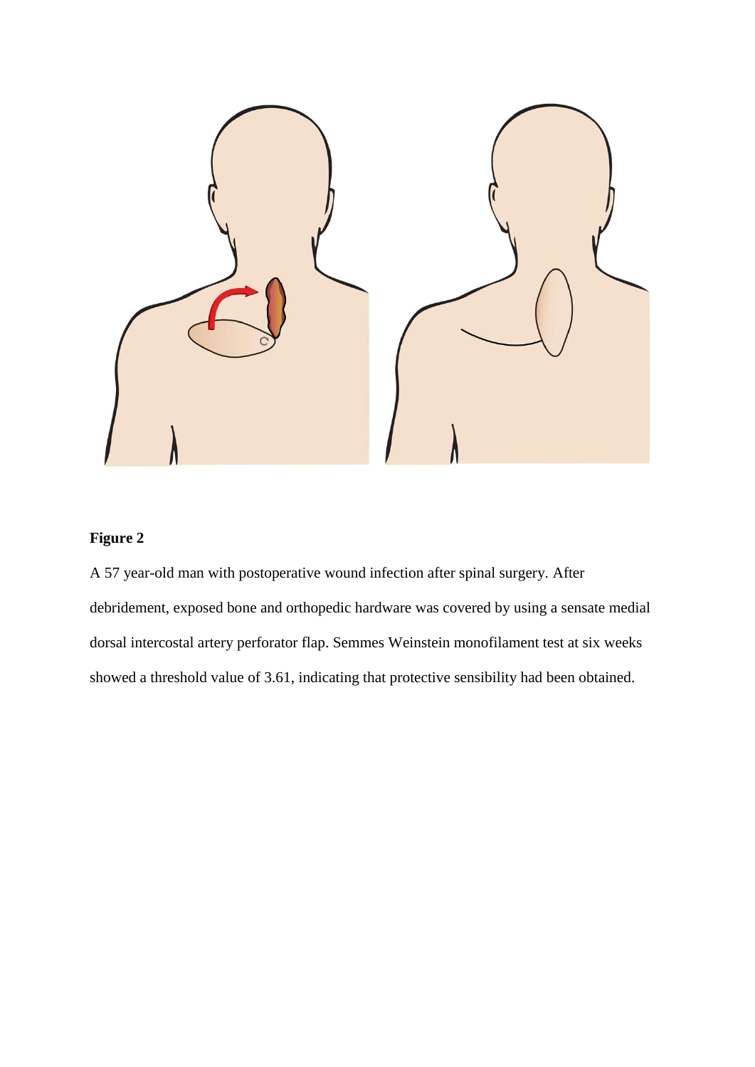**Figure 2**

A 57 year-old man with postoperative wound infection after spinal surgery. After debridement, exposed bone and orthopedic hardware was covered by using a sensate medial dorsal intercostal artery perforator flap. Semmes Weinstein monofilament test at six weeks showed a threshold value of 3.61, indicating that protective sensibility had been obtained.